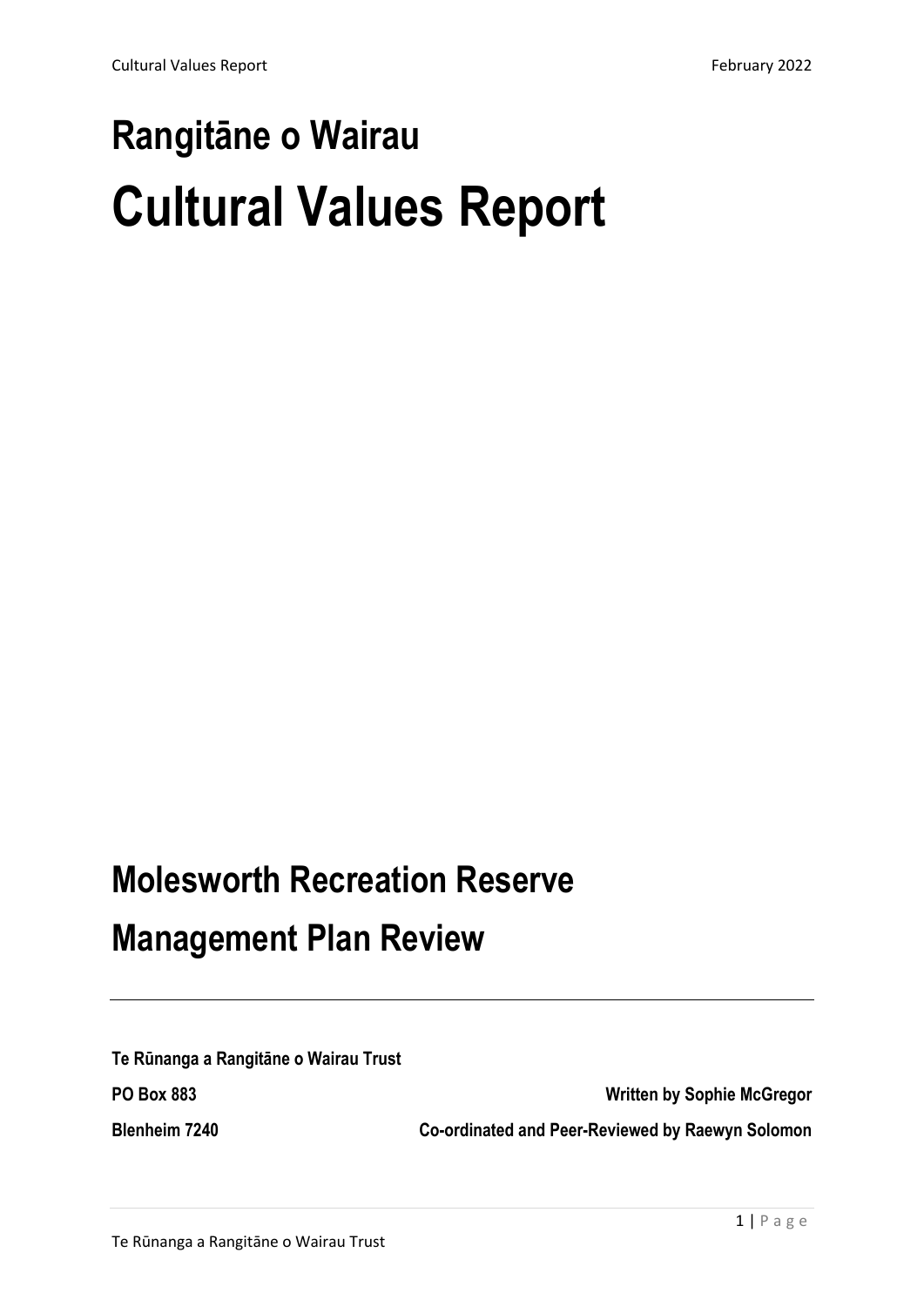# Rangitāne o Wairau

# Cultural Values Report

## Molesworth Recreation Reserve

## Management Plan Review

---

**Te Rūnanga a Rangitāne o Wairau Trust**

**PO Box 883**

**Blenheim 7240**

**Written by Sophie McGregor**

**Co-ordinated and Peer-Reviewed by Raewyn Solomon**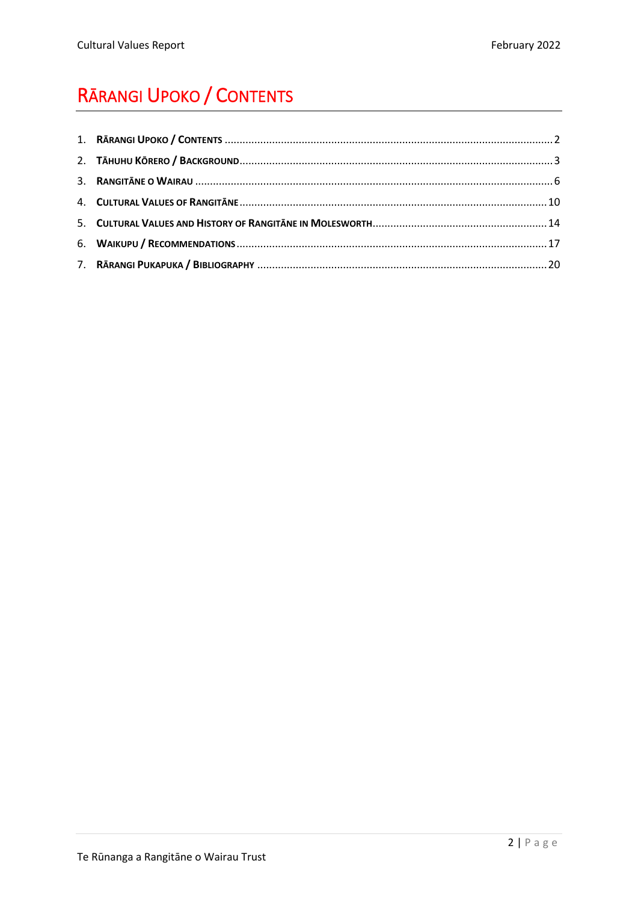# Rārangi Upoko / Contents

1. **Rārangi Upoko / Contents** .......... 2
2. **Tāhuhu Kōrero / Background** .......... 3
3. **Rangitāne o Wairau** .......... 6
4. **Cultural Values of Rangitāne** .......... 10
5. **Cultural Values and History of Rangitāne in Molesworth** .......... 14
6. **Waikupu / Recommendations** .......... 17
7. **Rārangi Pukapuka / Bibliography** .......... 20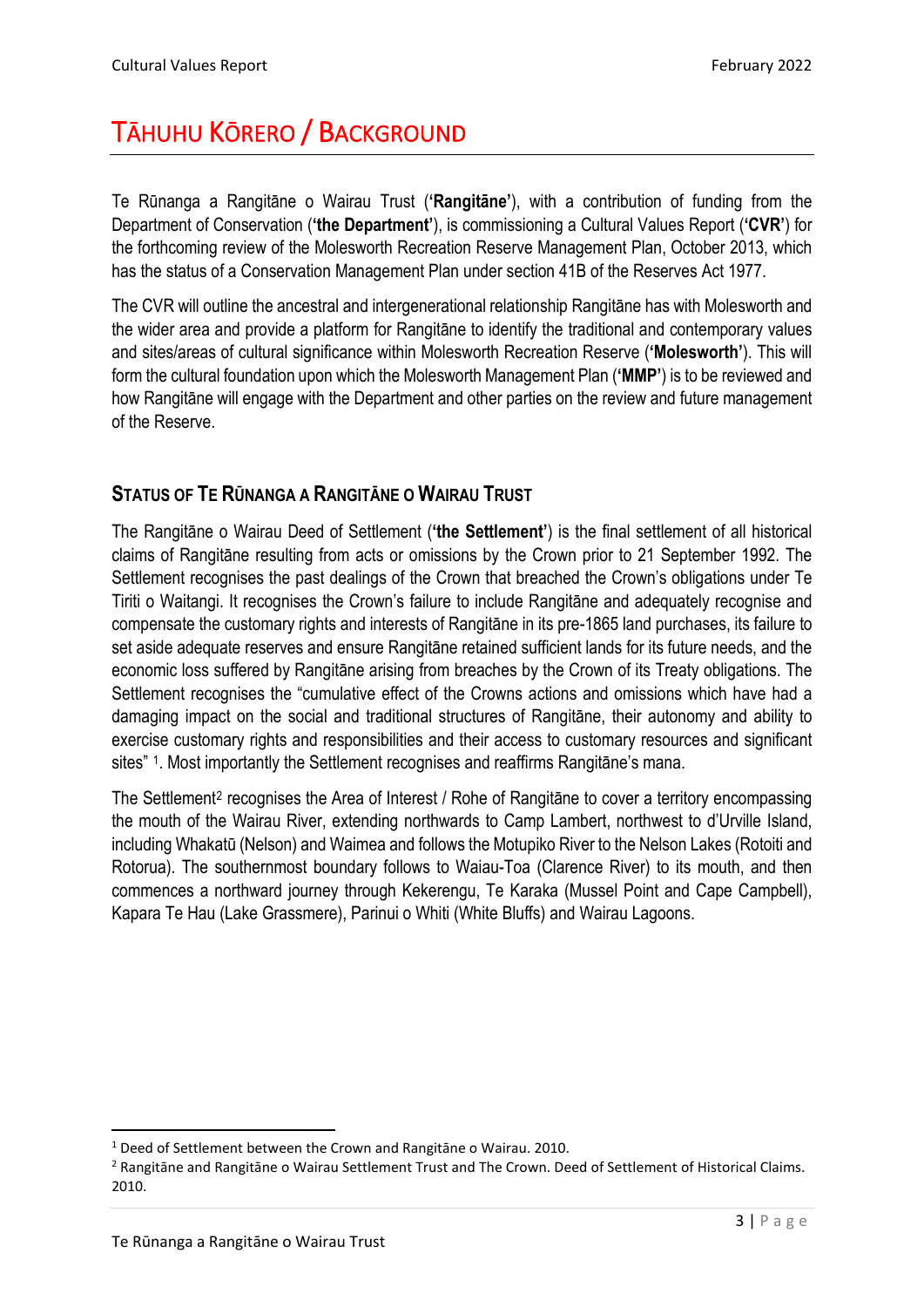# TĀHUHU KŌRERO / BACKGROUND

Te Rūnanga a Rangitāne o Wairau Trust (**'Rangitāne'**), with a contribution of funding from the Department of Conservation (**'the Department'**), is commissioning a Cultural Values Report (**'CVR'**) for the forthcoming review of the Molesworth Recreation Reserve Management Plan, October 2013, which has the status of a Conservation Management Plan under section 41B of the Reserves Act 1977.

The CVR will outline the ancestral and intergenerational relationship Rangitāne has with Molesworth and the wider area and provide a platform for Rangitāne to identify the traditional and contemporary values and sites/areas of cultural significance within Molesworth Recreation Reserve (**'Molesworth'**). This will form the cultural foundation upon which the Molesworth Management Plan (**'MMP'**) is to be reviewed and how Rangitāne will engage with the Department and other parties on the review and future management of the Reserve.

## STATUS OF TE RŪNANGA A RANGITĀNE O WAIRAU TRUST

The Rangitāne o Wairau Deed of Settlement (**'the Settlement'**) is the final settlement of all historical claims of Rangitāne resulting from acts or omissions by the Crown prior to 21 September 1992. The Settlement recognises the past dealings of the Crown that breached the Crown's obligations under Te Tiriti o Waitangi. It recognises the Crown's failure to include Rangitāne and adequately recognise and compensate the customary rights and interests of Rangitāne in its pre-1865 land purchases, its failure to set aside adequate reserves and ensure Rangitāne retained sufficient lands for its future needs, and the economic loss suffered by Rangitāne arising from breaches by the Crown of its Treaty obligations. The Settlement recognises the "cumulative effect of the Crowns actions and omissions which have had a damaging impact on the social and traditional structures of Rangitāne, their autonomy and ability to exercise customary rights and responsibilities and their access to customary resources and significant sites" [1]. Most importantly the Settlement recognises and reaffirms Rangitāne's mana.

The Settlement[2] recognises the Area of Interest / Rohe of Rangitāne to cover a territory encompassing the mouth of the Wairau River, extending northwards to Camp Lambert, northwest to d'Urville Island, including Whakatū (Nelson) and Waimea and follows the Motupiko River to the Nelson Lakes (Rotoiti and Rotorua). The southernmost boundary follows to Waiau-Toa (Clarence River) to its mouth, and then commences a northward journey through Kekerengu, Te Karaka (Mussel Point and Cape Campbell), Kapara Te Hau (Lake Grassmere), Parinui o Whiti (White Bluffs) and Wairau Lagoons.

---

[1] Deed of Settlement between the Crown and Rangitāne o Wairau. 2010.

[2] Rangitāne and Rangitāne o Wairau Settlement Trust and The Crown. Deed of Settlement of Historical Claims. 2010.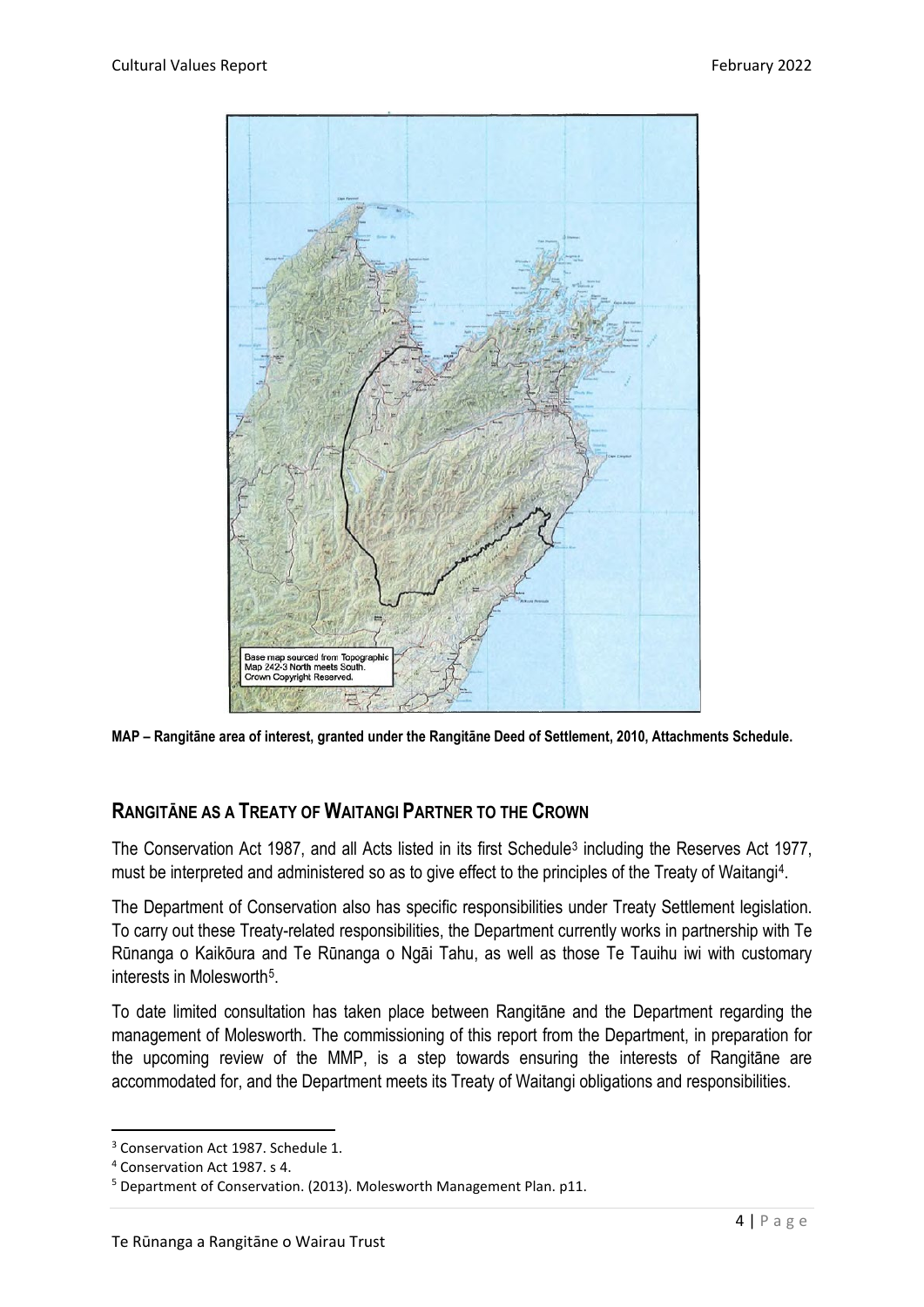Base map sourced from Topographic Map 242-3 North meets South. Crown Copyright Reserved.

**MAP – Rangitāne area of interest, granted under the Rangitāne Deed of Settlement, 2010, Attachments Schedule.**

## RANGITĀNE AS A TREATY OF WAITANGI PARTNER TO THE CROWN

The Conservation Act 1987, and all Acts listed in its first Schedule[3] including the Reserves Act 1977, must be interpreted and administered so as to give effect to the principles of the Treaty of Waitangi[4].

The Department of Conservation also has specific responsibilities under Treaty Settlement legislation. To carry out these Treaty-related responsibilities, the Department currently works in partnership with Te Rūnanga o Kaikōura and Te Rūnanga o Ngāi Tahu, as well as those Te Tauihu iwi with customary interests in Molesworth[5].

To date limited consultation has taken place between Rangitāne and the Department regarding the management of Molesworth. The commissioning of this report from the Department, in preparation for the upcoming review of the MMP, is a step towards ensuring the interests of Rangitāne are accommodated for, and the Department meets its Treaty of Waitangi obligations and responsibilities.

---

[3] Conservation Act 1987. Schedule 1.

[4] Conservation Act 1987. s 4.

[5] Department of Conservation. (2013). Molesworth Management Plan. p11.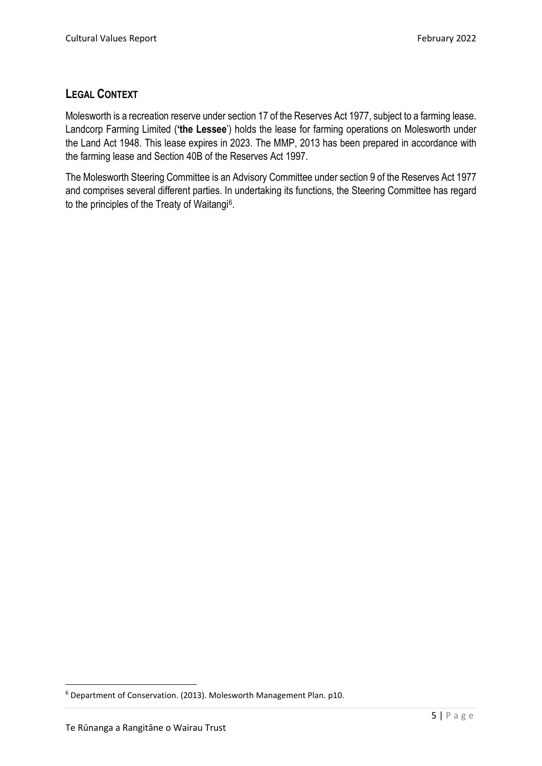## LEGAL CONTEXT

Molesworth is a recreation reserve under section 17 of the Reserves Act 1977, subject to a farming lease. Landcorp Farming Limited (**'the Lessee**') holds the lease for farming operations on Molesworth under the Land Act 1948. This lease expires in 2023. The MMP, 2013 has been prepared in accordance with the farming lease and Section 40B of the Reserves Act 1997.

The Molesworth Steering Committee is an Advisory Committee under section 9 of the Reserves Act 1977 and comprises several different parties. In undertaking its functions, the Steering Committee has regard to the principles of the Treaty of Waitangi[6].

[6] Department of Conservation. (2013). Molesworth Management Plan. p10.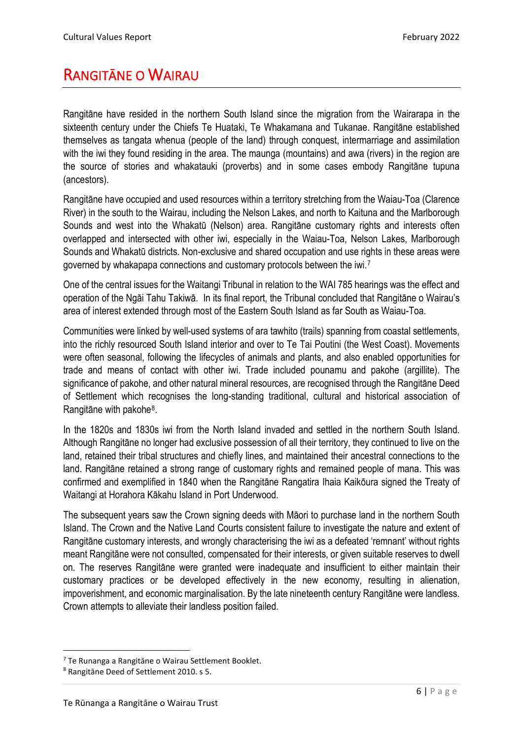# RANGITĀNE O WAIRAU

Rangitāne have resided in the northern South Island since the migration from the Wairarapa in the sixteenth century under the Chiefs Te Huataki, Te Whakamana and Tukanae. Rangitāne established themselves as tangata whenua (people of the land) through conquest, intermarriage and assimilation with the iwi they found residing in the area. The maunga (mountains) and awa (rivers) in the region are the source of stories and whakatauki (proverbs) and in some cases embody Rangitāne tupuna (ancestors).

Rangitāne have occupied and used resources within a territory stretching from the Waiau-Toa (Clarence River) in the south to the Wairau, including the Nelson Lakes, and north to Kaituna and the Marlborough Sounds and west into the Whakatū (Nelson) area. Rangitāne customary rights and interests often overlapped and intersected with other iwi, especially in the Waiau-Toa, Nelson Lakes, Marlborough Sounds and Whakatū districts. Non-exclusive and shared occupation and use rights in these areas were governed by whakapapa connections and customary protocols between the iwi.[7]

One of the central issues for the Waitangi Tribunal in relation to the WAI 785 hearings was the effect and operation of the Ngāi Tahu Takiwā. In its final report, the Tribunal concluded that Rangitāne o Wairau's area of interest extended through most of the Eastern South Island as far South as Waiau-Toa.

Communities were linked by well-used systems of ara tawhito (trails) spanning from coastal settlements, into the richly resourced South Island interior and over to Te Tai Poutini (the West Coast). Movements were often seasonal, following the lifecycles of animals and plants, and also enabled opportunities for trade and means of contact with other iwi. Trade included pounamu and pakohe (argillite). The significance of pakohe, and other natural mineral resources, are recognised through the Rangitāne Deed of Settlement which recognises the long-standing traditional, cultural and historical association of Rangitāne with pakohe[8].

In the 1820s and 1830s iwi from the North Island invaded and settled in the northern South Island. Although Rangitāne no longer had exclusive possession of all their territory, they continued to live on the land, retained their tribal structures and chiefly lines, and maintained their ancestral connections to the land. Rangitāne retained a strong range of customary rights and remained people of mana. This was confirmed and exemplified in 1840 when the Rangitāne Rangatira Ihaia Kaikōura signed the Treaty of Waitangi at Horahora Kākahu Island in Port Underwood.

The subsequent years saw the Crown signing deeds with Māori to purchase land in the northern South Island. The Crown and the Native Land Courts consistent failure to investigate the nature and extent of Rangitāne customary interests, and wrongly characterising the iwi as a defeated 'remnant' without rights meant Rangitāne were not consulted, compensated for their interests, or given suitable reserves to dwell on. The reserves Rangitāne were granted were inadequate and insufficient to either maintain their customary practices or be developed effectively in the new economy, resulting in alienation, impoverishment, and economic marginalisation. By the late nineteenth century Rangitāne were landless. Crown attempts to alleviate their landless position failed.

---

[7] Te Runanga a Rangitāne o Wairau Settlement Booklet.

[8] Rangitāne Deed of Settlement 2010. s 5.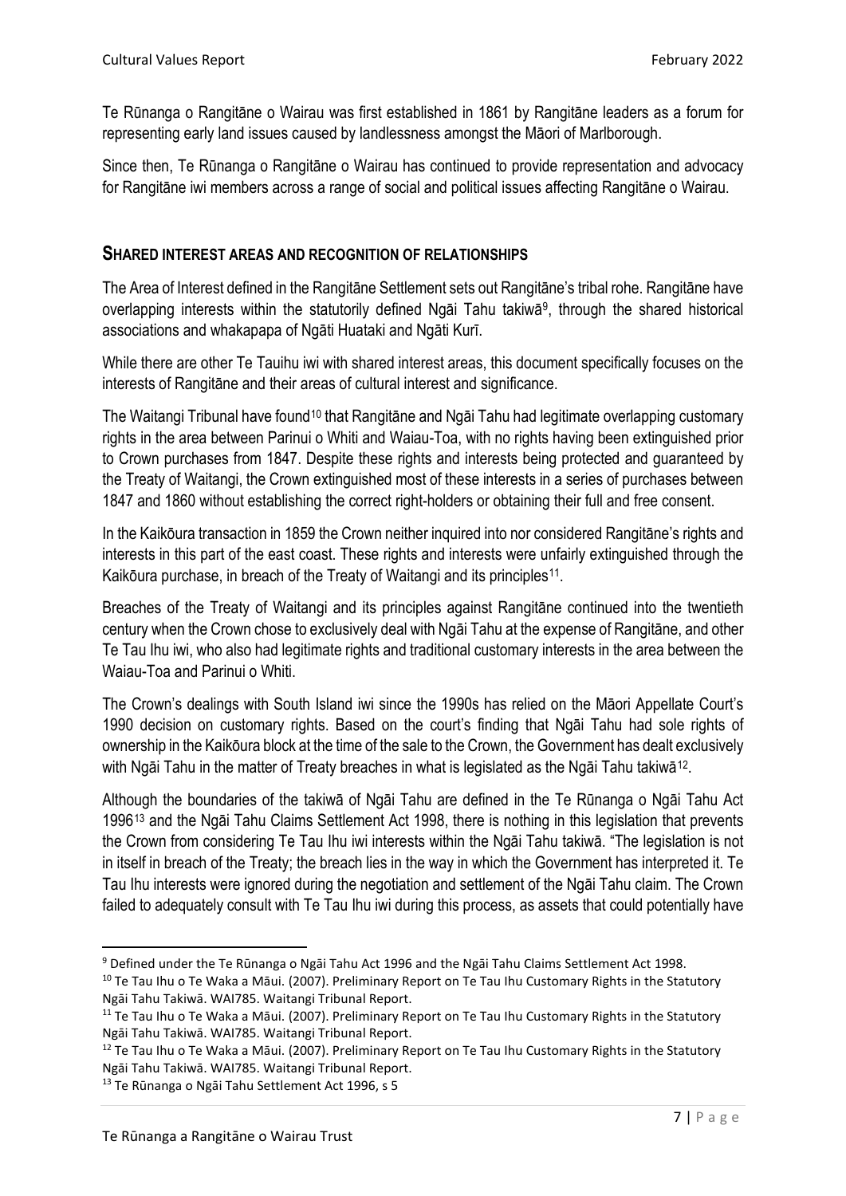Te Rūnanga o Rangitāne o Wairau was first established in 1861 by Rangitāne leaders as a forum for representing early land issues caused by landlessness amongst the Māori of Marlborough.

Since then, Te Rūnanga o Rangitāne o Wairau has continued to provide representation and advocacy for Rangitāne iwi members across a range of social and political issues affecting Rangitāne o Wairau.

## SHARED INTEREST AREAS AND RECOGNITION OF RELATIONSHIPS

The Area of Interest defined in the Rangitāne Settlement sets out Rangitāne's tribal rohe. Rangitāne have overlapping interests within the statutorily defined Ngāi Tahu takiwā[9], through the shared historical associations and whakapapa of Ngāti Huataki and Ngāti Kurī.

While there are other Te Tauihu iwi with shared interest areas, this document specifically focuses on the interests of Rangitāne and their areas of cultural interest and significance.

The Waitangi Tribunal have found[10] that Rangitāne and Ngāi Tahu had legitimate overlapping customary rights in the area between Parinui o Whiti and Waiau-Toa, with no rights having been extinguished prior to Crown purchases from 1847. Despite these rights and interests being protected and guaranteed by the Treaty of Waitangi, the Crown extinguished most of these interests in a series of purchases between 1847 and 1860 without establishing the correct right-holders or obtaining their full and free consent.

In the Kaikōura transaction in 1859 the Crown neither inquired into nor considered Rangitāne's rights and interests in this part of the east coast. These rights and interests were unfairly extinguished through the Kaikōura purchase, in breach of the Treaty of Waitangi and its principles[11].

Breaches of the Treaty of Waitangi and its principles against Rangitāne continued into the twentieth century when the Crown chose to exclusively deal with Ngāi Tahu at the expense of Rangitāne, and other Te Tau Ihu iwi, who also had legitimate rights and traditional customary interests in the area between the Waiau-Toa and Parinui o Whiti.

The Crown's dealings with South Island iwi since the 1990s has relied on the Māori Appellate Court's 1990 decision on customary rights. Based on the court's finding that Ngāi Tahu had sole rights of ownership in the Kaikōura block at the time of the sale to the Crown, the Government has dealt exclusively with Ngāi Tahu in the matter of Treaty breaches in what is legislated as the Ngāi Tahu takiwā[12].

Although the boundaries of the takiwā of Ngāi Tahu are defined in the Te Rūnanga o Ngāi Tahu Act 1996[13] and the Ngāi Tahu Claims Settlement Act 1998, there is nothing in this legislation that prevents the Crown from considering Te Tau Ihu iwi interests within the Ngāi Tahu takiwā. "The legislation is not in itself in breach of the Treaty; the breach lies in the way in which the Government has interpreted it. Te Tau Ihu interests were ignored during the negotiation and settlement of the Ngāi Tahu claim. The Crown failed to adequately consult with Te Tau Ihu iwi during this process, as assets that could potentially have

---

[9] Defined under the Te Rūnanga o Ngāi Tahu Act 1996 and the Ngāi Tahu Claims Settlement Act 1998.

[10] Te Tau Ihu o Te Waka a Māui. (2007). Preliminary Report on Te Tau Ihu Customary Rights in the Statutory Ngāi Tahu Takiwā. WAI785. Waitangi Tribunal Report.

[11] Te Tau Ihu o Te Waka a Māui. (2007). Preliminary Report on Te Tau Ihu Customary Rights in the Statutory Ngāi Tahu Takiwā. WAI785. Waitangi Tribunal Report.

[12] Te Tau Ihu o Te Waka a Māui. (2007). Preliminary Report on Te Tau Ihu Customary Rights in the Statutory Ngāi Tahu Takiwā. WAI785. Waitangi Tribunal Report.

[13] Te Rūnanga o Ngāi Tahu Settlement Act 1996, s 5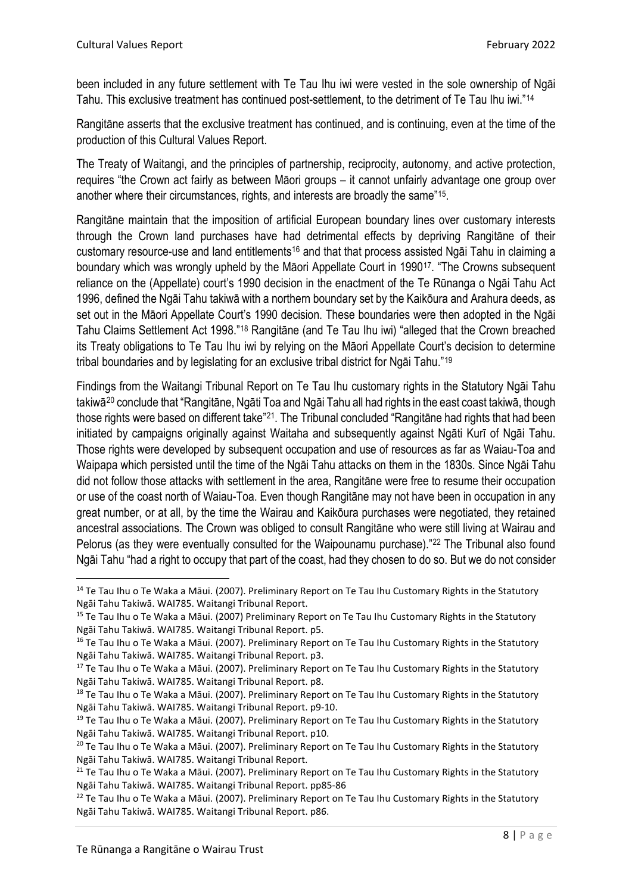been included in any future settlement with Te Tau Ihu iwi were vested in the sole ownership of Ngāi Tahu. This exclusive treatment has continued post-settlement, to the detriment of Te Tau Ihu iwi."[14]

Rangitāne asserts that the exclusive treatment has continued, and is continuing, even at the time of the production of this Cultural Values Report.

The Treaty of Waitangi, and the principles of partnership, reciprocity, autonomy, and active protection, requires "the Crown act fairly as between Māori groups – it cannot unfairly advantage one group over another where their circumstances, rights, and interests are broadly the same"[15].

Rangitāne maintain that the imposition of artificial European boundary lines over customary interests through the Crown land purchases have had detrimental effects by depriving Rangitāne of their customary resource-use and land entitlements[16] and that that process assisted Ngāi Tahu in claiming a boundary which was wrongly upheld by the Māori Appellate Court in 1990[17]. "The Crowns subsequent reliance on the (Appellate) court's 1990 decision in the enactment of the Te Rūnanga o Ngāi Tahu Act 1996, defined the Ngāi Tahu takiwā with a northern boundary set by the Kaikōura and Arahura deeds, as set out in the Māori Appellate Court's 1990 decision. These boundaries were then adopted in the Ngāi Tahu Claims Settlement Act 1998."[18] Rangitāne (and Te Tau Ihu iwi) "alleged that the Crown breached its Treaty obligations to Te Tau Ihu iwi by relying on the Māori Appellate Court's decision to determine tribal boundaries and by legislating for an exclusive tribal district for Ngāi Tahu."[19]

Findings from the Waitangi Tribunal Report on Te Tau Ihu customary rights in the Statutory Ngāi Tahu takiwā[20] conclude that "Rangitāne, Ngāti Toa and Ngāi Tahu all had rights in the east coast takiwā, though those rights were based on different take"[21]. The Tribunal concluded "Rangitāne had rights that had been initiated by campaigns originally against Waitaha and subsequently against Ngāti Kurī of Ngāi Tahu. Those rights were developed by subsequent occupation and use of resources as far as Waiau-Toa and Waipapa which persisted until the time of the Ngāi Tahu attacks on them in the 1830s. Since Ngāi Tahu did not follow those attacks with settlement in the area, Rangitāne were free to resume their occupation or use of the coast north of Waiau-Toa. Even though Rangitāne may not have been in occupation in any great number, or at all, by the time the Wairau and Kaikōura purchases were negotiated, they retained ancestral associations. The Crown was obliged to consult Rangitāne who were still living at Wairau and Pelorus (as they were eventually consulted for the Waipounamu purchase)."[22] The Tribunal also found Ngāi Tahu "had a right to occupy that part of the coast, had they chosen to do so. But we do not consider

---

[14] Te Tau Ihu o Te Waka a Māui. (2007). Preliminary Report on Te Tau Ihu Customary Rights in the Statutory Ngāi Tahu Takiwā. WAI785. Waitangi Tribunal Report.

[15] Te Tau Ihu o Te Waka a Māui. (2007) Preliminary Report on Te Tau Ihu Customary Rights in the Statutory Ngāi Tahu Takiwā. WAI785. Waitangi Tribunal Report. p5.

[16] Te Tau Ihu o Te Waka a Māui. (2007). Preliminary Report on Te Tau Ihu Customary Rights in the Statutory Ngāi Tahu Takiwā. WAI785. Waitangi Tribunal Report. p3.

[17] Te Tau Ihu o Te Waka a Māui. (2007). Preliminary Report on Te Tau Ihu Customary Rights in the Statutory Ngāi Tahu Takiwā. WAI785. Waitangi Tribunal Report. p8.

[18] Te Tau Ihu o Te Waka a Māui. (2007). Preliminary Report on Te Tau Ihu Customary Rights in the Statutory Ngāi Tahu Takiwā. WAI785. Waitangi Tribunal Report. p9-10.

[19] Te Tau Ihu o Te Waka a Māui. (2007). Preliminary Report on Te Tau Ihu Customary Rights in the Statutory Ngāi Tahu Takiwā. WAI785. Waitangi Tribunal Report. p10.

[20] Te Tau Ihu o Te Waka a Māui. (2007). Preliminary Report on Te Tau Ihu Customary Rights in the Statutory Ngāi Tahu Takiwā. WAI785. Waitangi Tribunal Report.

[21] Te Tau Ihu o Te Waka a Māui. (2007). Preliminary Report on Te Tau Ihu Customary Rights in the Statutory Ngāi Tahu Takiwā. WAI785. Waitangi Tribunal Report. pp85-86

[22] Te Tau Ihu o Te Waka a Māui. (2007). Preliminary Report on Te Tau Ihu Customary Rights in the Statutory Ngāi Tahu Takiwā. WAI785. Waitangi Tribunal Report. p86.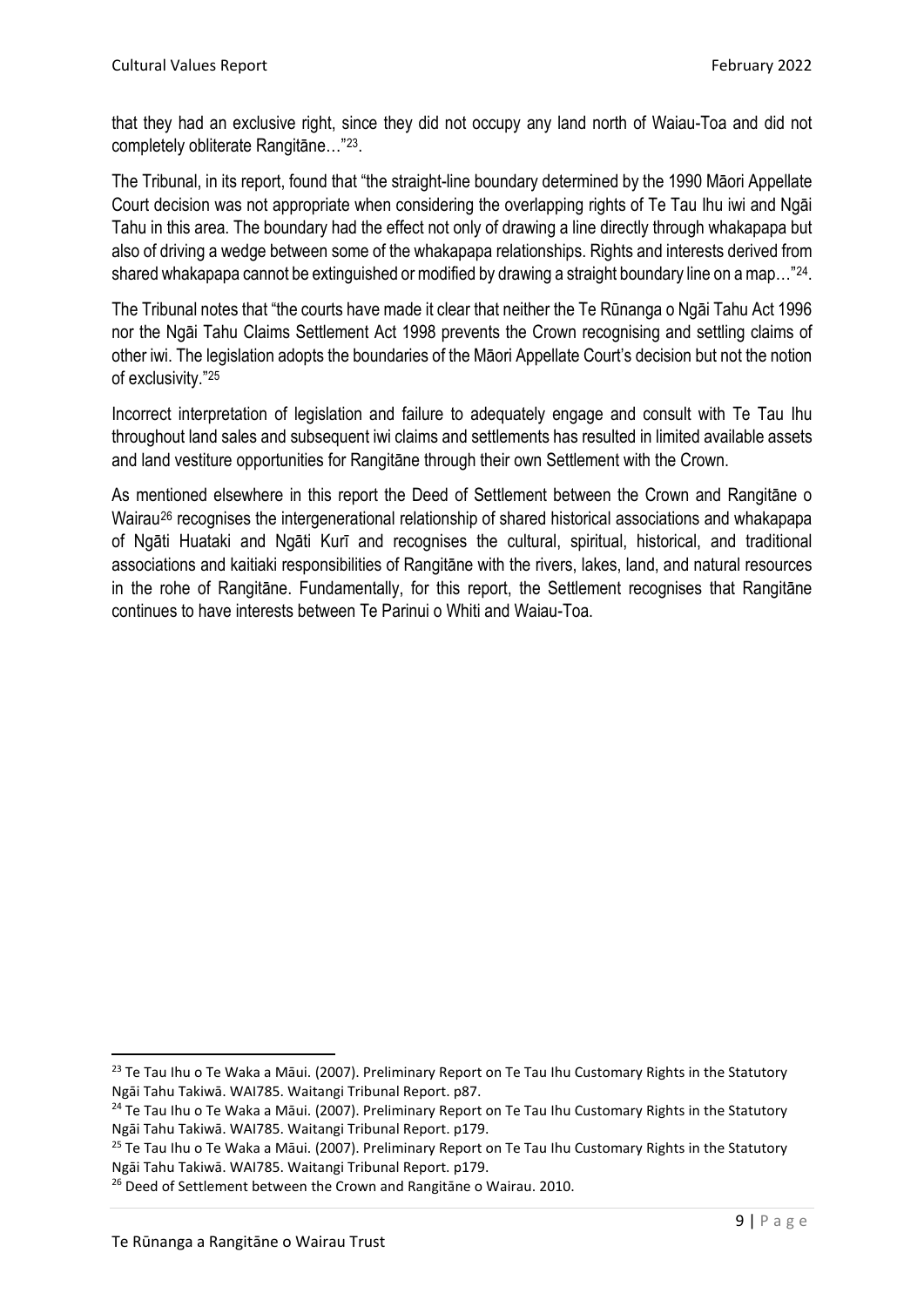that they had an exclusive right, since they did not occupy any land north of Waiau-Toa and did not completely obliterate Rangitāne…”[23].

The Tribunal, in its report, found that “the straight-line boundary determined by the 1990 Māori Appellate Court decision was not appropriate when considering the overlapping rights of Te Tau Ihu iwi and Ngāi Tahu in this area. The boundary had the effect not only of drawing a line directly through whakapapa but also of driving a wedge between some of the whakapapa relationships. Rights and interests derived from shared whakapapa cannot be extinguished or modified by drawing a straight boundary line on a map…”[24].

The Tribunal notes that “the courts have made it clear that neither the Te Rūnanga o Ngāi Tahu Act 1996 nor the Ngāi Tahu Claims Settlement Act 1998 prevents the Crown recognising and settling claims of other iwi. The legislation adopts the boundaries of the Māori Appellate Court’s decision but not the notion of exclusivity.”[25]

Incorrect interpretation of legislation and failure to adequately engage and consult with Te Tau Ihu throughout land sales and subsequent iwi claims and settlements has resulted in limited available assets and land vestiture opportunities for Rangitāne through their own Settlement with the Crown.

As mentioned elsewhere in this report the Deed of Settlement between the Crown and Rangitāne o Wairau[26] recognises the intergenerational relationship of shared historical associations and whakapapa of Ngāti Huataki and Ngāti Kurī and recognises the cultural, spiritual, historical, and traditional associations and kaitiaki responsibilities of Rangitāne with the rivers, lakes, land, and natural resources in the rohe of Rangitāne. Fundamentally, for this report, the Settlement recognises that Rangitāne continues to have interests between Te Parinui o Whiti and Waiau-Toa.

---

[23] Te Tau Ihu o Te Waka a Māui. (2007). Preliminary Report on Te Tau Ihu Customary Rights in the Statutory Ngāi Tahu Takiwā. WAI785. Waitangi Tribunal Report. p87.

[24] Te Tau Ihu o Te Waka a Māui. (2007). Preliminary Report on Te Tau Ihu Customary Rights in the Statutory Ngāi Tahu Takiwā. WAI785. Waitangi Tribunal Report. p179.

[25] Te Tau Ihu o Te Waka a Māui. (2007). Preliminary Report on Te Tau Ihu Customary Rights in the Statutory Ngāi Tahu Takiwā. WAI785. Waitangi Tribunal Report. p179.

[26] Deed of Settlement between the Crown and Rangitāne o Wairau. 2010.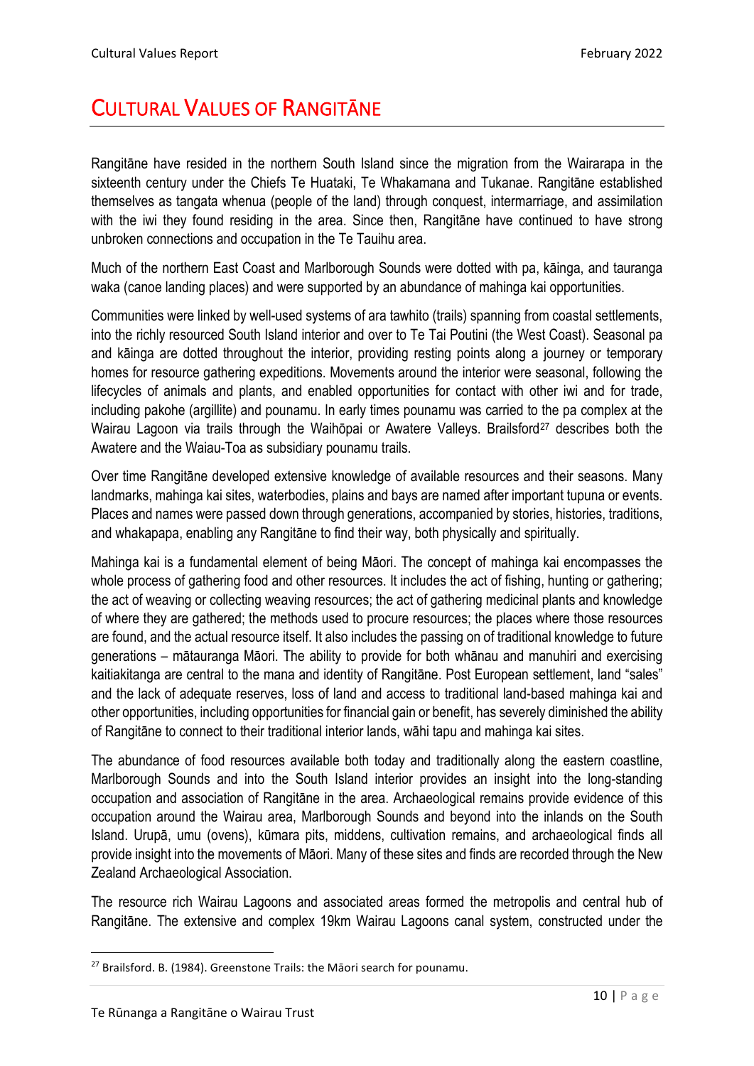# CULTURAL VALUES OF RANGITĀNE

Rangitāne have resided in the northern South Island since the migration from the Wairarapa in the sixteenth century under the Chiefs Te Huataki, Te Whakamana and Tukanae. Rangitāne established themselves as tangata whenua (people of the land) through conquest, intermarriage, and assimilation with the iwi they found residing in the area. Since then, Rangitāne have continued to have strong unbroken connections and occupation in the Te Tauihu area.

Much of the northern East Coast and Marlborough Sounds were dotted with pa, kāinga, and tauranga waka (canoe landing places) and were supported by an abundance of mahinga kai opportunities.

Communities were linked by well-used systems of ara tawhito (trails) spanning from coastal settlements, into the richly resourced South Island interior and over to Te Tai Poutini (the West Coast). Seasonal pa and kāinga are dotted throughout the interior, providing resting points along a journey or temporary homes for resource gathering expeditions. Movements around the interior were seasonal, following the lifecycles of animals and plants, and enabled opportunities for contact with other iwi and for trade, including pakohe (argillite) and pounamu. In early times pounamu was carried to the pa complex at the Wairau Lagoon via trails through the Waihōpai or Awatere Valleys. Brailsford[27] describes both the Awatere and the Waiau-Toa as subsidiary pounamu trails.

Over time Rangitāne developed extensive knowledge of available resources and their seasons. Many landmarks, mahinga kai sites, waterbodies, plains and bays are named after important tupuna or events. Places and names were passed down through generations, accompanied by stories, histories, traditions, and whakapapa, enabling any Rangitāne to find their way, both physically and spiritually.

Mahinga kai is a fundamental element of being Māori. The concept of mahinga kai encompasses the whole process of gathering food and other resources. It includes the act of fishing, hunting or gathering; the act of weaving or collecting weaving resources; the act of gathering medicinal plants and knowledge of where they are gathered; the methods used to procure resources; the places where those resources are found, and the actual resource itself. It also includes the passing on of traditional knowledge to future generations – mātauranga Māori. The ability to provide for both whānau and manuhiri and exercising kaitiakitanga are central to the mana and identity of Rangitāne. Post European settlement, land "sales" and the lack of adequate reserves, loss of land and access to traditional land-based mahinga kai and other opportunities, including opportunities for financial gain or benefit, has severely diminished the ability of Rangitāne to connect to their traditional interior lands, wāhi tapu and mahinga kai sites.

The abundance of food resources available both today and traditionally along the eastern coastline, Marlborough Sounds and into the South Island interior provides an insight into the long-standing occupation and association of Rangitāne in the area. Archaeological remains provide evidence of this occupation around the Wairau area, Marlborough Sounds and beyond into the inlands on the South Island. Urupā, umu (ovens), kūmara pits, middens, cultivation remains, and archaeological finds all provide insight into the movements of Māori. Many of these sites and finds are recorded through the New Zealand Archaeological Association.

The resource rich Wairau Lagoons and associated areas formed the metropolis and central hub of Rangitāne. The extensive and complex 19km Wairau Lagoons canal system, constructed under the

[27] Brailsford. B. (1984). Greenstone Trails: the Māori search for pounamu.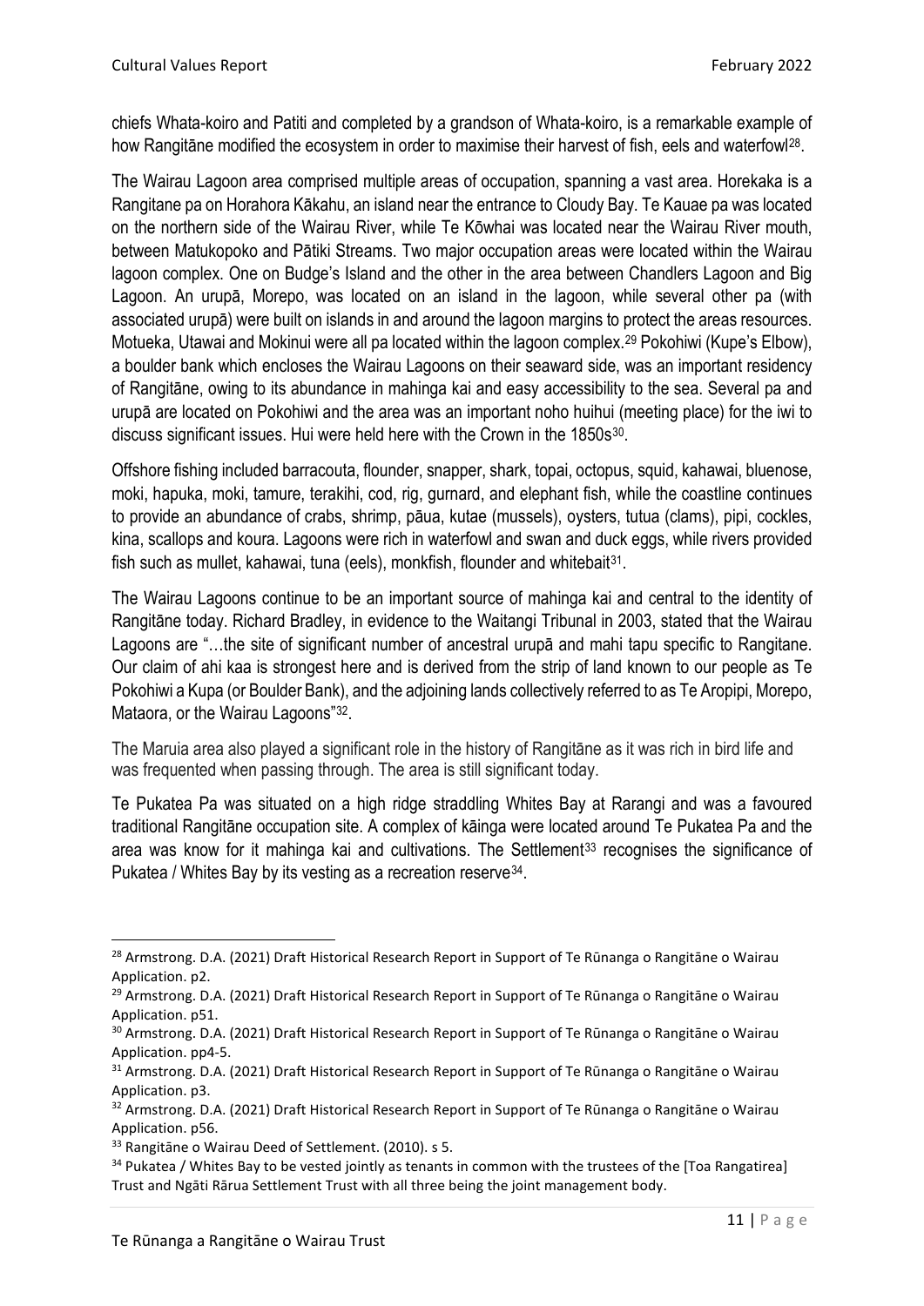chiefs Whata-koiro and Patiti and completed by a grandson of Whata-koiro, is a remarkable example of how Rangitāne modified the ecosystem in order to maximise their harvest of fish, eels and waterfowl[28].

The Wairau Lagoon area comprised multiple areas of occupation, spanning a vast area. Horekaka is a Rangitane pa on Horahora Kākahu, an island near the entrance to Cloudy Bay. Te Kauae pa was located on the northern side of the Wairau River, while Te Kōwhai was located near the Wairau River mouth, between Matukopoko and Pātiki Streams. Two major occupation areas were located within the Wairau lagoon complex. One on Budge's Island and the other in the area between Chandlers Lagoon and Big Lagoon. An urupā, Morepo, was located on an island in the lagoon, while several other pa (with associated urupā) were built on islands in and around the lagoon margins to protect the areas resources. Motueka, Utawai and Mokinui were all pa located within the lagoon complex.[29] Pokohiwi (Kupe's Elbow), a boulder bank which encloses the Wairau Lagoons on their seaward side, was an important residency of Rangitāne, owing to its abundance in mahinga kai and easy accessibility to the sea. Several pa and urupā are located on Pokohiwi and the area was an important noho huihui (meeting place) for the iwi to discuss significant issues. Hui were held here with the Crown in the 1850s[30].

Offshore fishing included barracouta, flounder, snapper, shark, topai, octopus, squid, kahawai, bluenose, moki, hapuka, moki, tamure, terakihi, cod, rig, gurnard, and elephant fish, while the coastline continues to provide an abundance of crabs, shrimp, pāua, kutae (mussels), oysters, tutua (clams), pipi, cockles, kina, scallops and koura. Lagoons were rich in waterfowl and swan and duck eggs, while rivers provided fish such as mullet, kahawai, tuna (eels), monkfish, flounder and whitebait[31].

The Wairau Lagoons continue to be an important source of mahinga kai and central to the identity of Rangitāne today. Richard Bradley, in evidence to the Waitangi Tribunal in 2003, stated that the Wairau Lagoons are "…the site of significant number of ancestral urupā and mahi tapu specific to Rangitane. Our claim of ahi kaa is strongest here and is derived from the strip of land known to our people as Te Pokohiwi a Kupa (or Boulder Bank), and the adjoining lands collectively referred to as Te Aropipi, Morepo, Mataora, or the Wairau Lagoons"[32].

The Maruia area also played a significant role in the history of Rangitāne as it was rich in bird life and was frequented when passing through. The area is still significant today.

Te Pukatea Pa was situated on a high ridge straddling Whites Bay at Rarangi and was a favoured traditional Rangitāne occupation site. A complex of kāinga were located around Te Pukatea Pa and the area was know for it mahinga kai and cultivations. The Settlement[33] recognises the significance of Pukatea / Whites Bay by its vesting as a recreation reserve[34].

---

[28] Armstrong. D.A. (2021) Draft Historical Research Report in Support of Te Rūnanga o Rangitāne o Wairau Application. p2.

[29] Armstrong. D.A. (2021) Draft Historical Research Report in Support of Te Rūnanga o Rangitāne o Wairau Application. p51.

[30] Armstrong. D.A. (2021) Draft Historical Research Report in Support of Te Rūnanga o Rangitāne o Wairau Application. pp4-5.

[31] Armstrong. D.A. (2021) Draft Historical Research Report in Support of Te Rūnanga o Rangitāne o Wairau Application. p3.

[32] Armstrong. D.A. (2021) Draft Historical Research Report in Support of Te Rūnanga o Rangitāne o Wairau Application. p56.

[33] Rangitāne o Wairau Deed of Settlement. (2010). s 5.

[34] Pukatea / Whites Bay to be vested jointly as tenants in common with the trustees of the [Toa Rangatirea] Trust and Ngāti Rārua Settlement Trust with all three being the joint management body.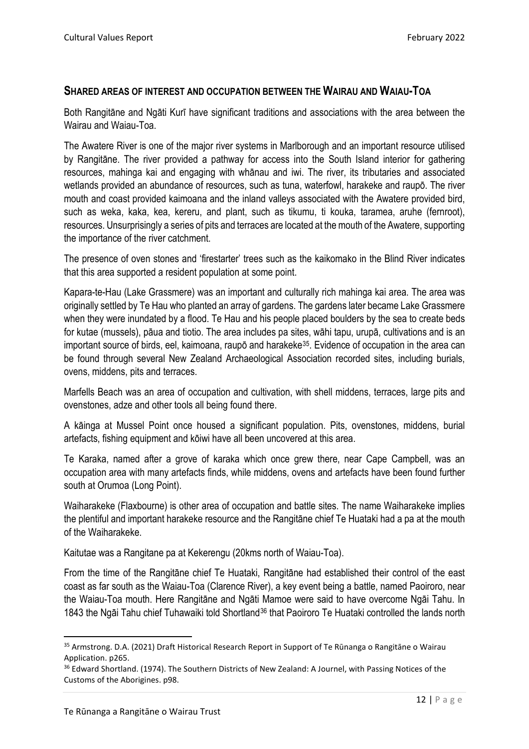## Shared areas of interest and occupation between the Wairau and Waiau-Toa

Both Rangitāne and Ngāti Kurī have significant traditions and associations with the area between the Wairau and Waiau-Toa.

The Awatere River is one of the major river systems in Marlborough and an important resource utilised by Rangitāne. The river provided a pathway for access into the South Island interior for gathering resources, mahinga kai and engaging with whānau and iwi. The river, its tributaries and associated wetlands provided an abundance of resources, such as tuna, waterfowl, harakeke and raupō. The river mouth and coast provided kaimoana and the inland valleys associated with the Awatere provided bird, such as weka, kaka, kea, kereru, and plant, such as tikumu, ti kouka, taramea, aruhe (fernroot), resources. Unsurprisingly a series of pits and terraces are located at the mouth of the Awatere, supporting the importance of the river catchment.

The presence of oven stones and 'firestarter' trees such as the kaikomako in the Blind River indicates that this area supported a resident population at some point.

Kapara-te-Hau (Lake Grassmere) was an important and culturally rich mahinga kai area. The area was originally settled by Te Hau who planted an array of gardens. The gardens later became Lake Grassmere when they were inundated by a flood. Te Hau and his people placed boulders by the sea to create beds for kutae (mussels), pāua and tiotio. The area includes pa sites, wāhi tapu, urupā, cultivations and is an important source of birds, eel, kaimoana, raupō and harakeke[35]. Evidence of occupation in the area can be found through several New Zealand Archaeological Association recorded sites, including burials, ovens, middens, pits and terraces.

Marfells Beach was an area of occupation and cultivation, with shell middens, terraces, large pits and ovenstones, adze and other tools all being found there.

A kāinga at Mussel Point once housed a significant population. Pits, ovenstones, middens, burial artefacts, fishing equipment and kōiwi have all been uncovered at this area.

Te Karaka, named after a grove of karaka which once grew there, near Cape Campbell, was an occupation area with many artefacts finds, while middens, ovens and artefacts have been found further south at Orumoa (Long Point).

Waiharakeke (Flaxbourne) is other area of occupation and battle sites. The name Waiharakeke implies the plentiful and important harakeke resource and the Rangitāne chief Te Huataki had a pa at the mouth of the Waiharakeke.

Kaitutae was a Rangitane pa at Kekerengu (20kms north of Waiau-Toa).

From the time of the Rangitāne chief Te Huataki, Rangitāne had established their control of the east coast as far south as the Waiau-Toa (Clarence River), a key event being a battle, named Paoiroro, near the Waiau-Toa mouth. Here Rangitāne and Ngāti Mamoe were said to have overcome Ngāi Tahu. In 1843 the Ngāi Tahu chief Tuhawaiki told Shortland[36] that Paoiroro Te Huataki controlled the lands north

---

[35] Armstrong. D.A. (2021) Draft Historical Research Report in Support of Te Rūnanga o Rangitāne o Wairau Application. p265.

[36] Edward Shortland. (1974). The Southern Districts of New Zealand: A Journel, with Passing Notices of the Customs of the Aborigines. p98.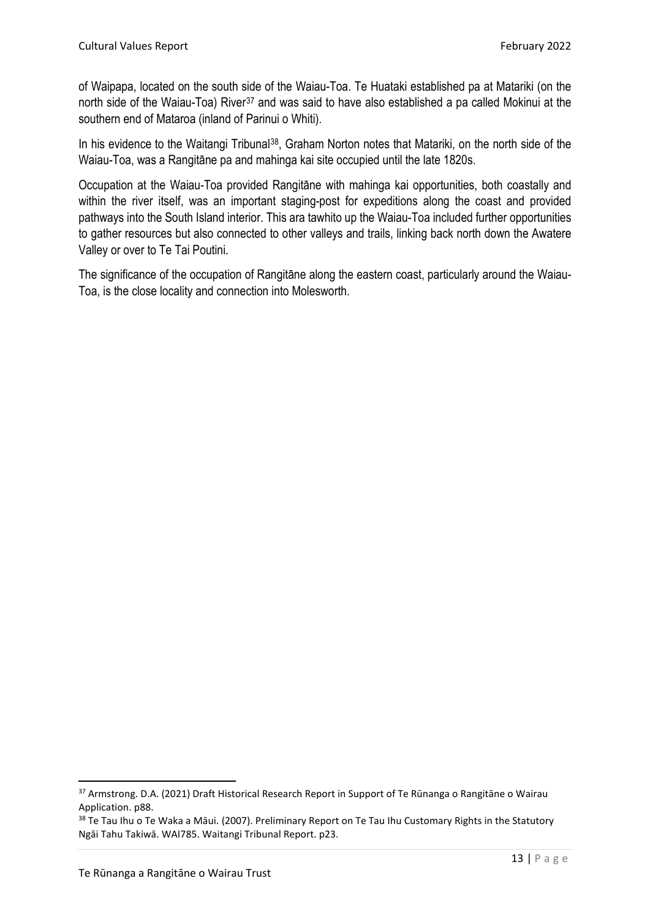of Waipapa, located on the south side of the Waiau-Toa. Te Huataki established pa at Matariki (on the north side of the Waiau-Toa) River[37] and was said to have also established a pa called Mokinui at the southern end of Mataroa (inland of Parinui o Whiti).

In his evidence to the Waitangi Tribunal[38], Graham Norton notes that Matariki, on the north side of the Waiau-Toa, was a Rangitāne pa and mahinga kai site occupied until the late 1820s.

Occupation at the Waiau-Toa provided Rangitāne with mahinga kai opportunities, both coastally and within the river itself, was an important staging-post for expeditions along the coast and provided pathways into the South Island interior. This ara tawhito up the Waiau-Toa included further opportunities to gather resources but also connected to other valleys and trails, linking back north down the Awatere Valley or over to Te Tai Poutini.

The significance of the occupation of Rangitāne along the eastern coast, particularly around the Waiau-Toa, is the close locality and connection into Molesworth.

---

[37] Armstrong. D.A. (2021) Draft Historical Research Report in Support of Te Rūnanga o Rangitāne o Wairau Application. p88.

[38] Te Tau Ihu o Te Waka a Māui. (2007). Preliminary Report on Te Tau Ihu Customary Rights in the Statutory Ngāi Tahu Takiwā. WAI785. Waitangi Tribunal Report. p23.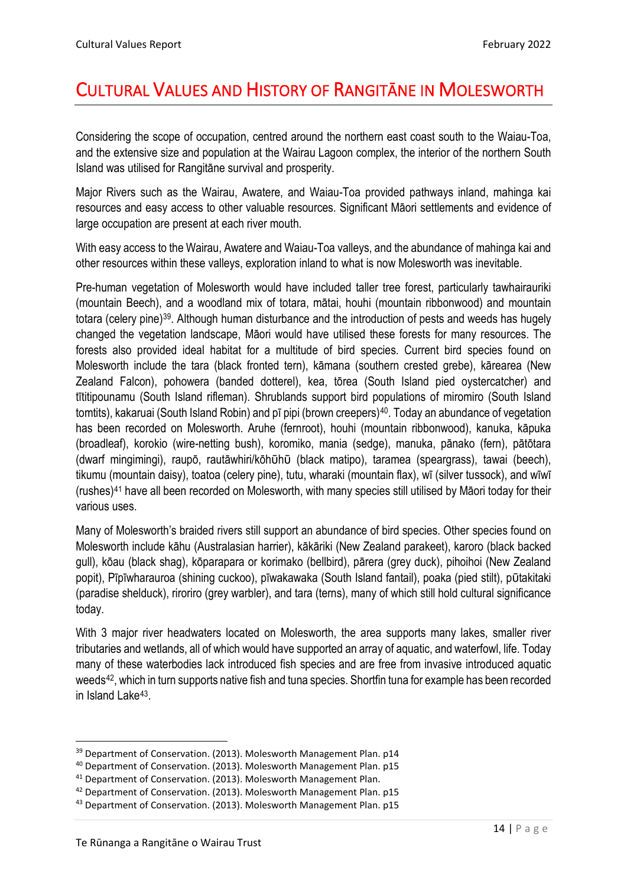# Cultural Values and History of Rangitāne in Molesworth

Considering the scope of occupation, centred around the northern east coast south to the Waiau-Toa, and the extensive size and population at the Wairau Lagoon complex, the interior of the northern South Island was utilised for Rangitāne survival and prosperity.

Major Rivers such as the Wairau, Awatere, and Waiau-Toa provided pathways inland, mahinga kai resources and easy access to other valuable resources. Significant Māori settlements and evidence of large occupation are present at each river mouth.

With easy access to the Wairau, Awatere and Waiau-Toa valleys, and the abundance of mahinga kai and other resources within these valleys, exploration inland to what is now Molesworth was inevitable.

Pre-human vegetation of Molesworth would have included taller tree forest, particularly tawhairauriki (mountain Beech), and a woodland mix of totara, mātai, houhi (mountain ribbonwood) and mountain totara (celery pine)[39]. Although human disturbance and the introduction of pests and weeds has hugely changed the vegetation landscape, Māori would have utilised these forests for many resources. The forests also provided ideal habitat for a multitude of bird species. Current bird species found on Molesworth include the tara (black fronted tern), kāmana (southern crested grebe), kārearea (New Zealand Falcon), pohowera (banded dotterel), kea, tōrea (South Island pied oystercatcher) and tītitipounamu (South Island rifleman). Shrublands support bird populations of miromiro (South Island tomtits), kakaruai (South Island Robin) and pī pipi (brown creepers)[40]. Today an abundance of vegetation has been recorded on Molesworth. Aruhe (fernroot), houhi (mountain ribbonwood), kanuka, kāpuka (broadleaf), korokio (wire-netting bush), koromiko, mania (sedge), manuka, pānako (fern), pātōtara (dwarf mingimingi), raupō, rautāwhiri/kōhūhū (black matipo), taramea (speargrass), tawai (beech), tikumu (mountain daisy), toatoa (celery pine), tutu, wharaki (mountain flax), wī (silver tussock), and wīwī (rushes)[41] have all been recorded on Molesworth, with many species still utilised by Māori today for their various uses.

Many of Molesworth's braided rivers still support an abundance of bird species. Other species found on Molesworth include kāhu (Australasian harrier), kākāriki (New Zealand parakeet), karoro (black backed gull), kōau (black shag), kōparapara or korimako (bellbird), pārera (grey duck), pihoihoi (New Zealand popit), Pīpīwharauroa (shining cuckoo), pīwakawaka (South Island fantail), poaka (pied stilt), pūtakitaki (paradise shelduck), riroriro (grey warbler), and tara (terns), many of which still hold cultural significance today.

With 3 major river headwaters located on Molesworth, the area supports many lakes, smaller river tributaries and wetlands, all of which would have supported an array of aquatic, and waterfowl, life. Today many of these waterbodies lack introduced fish species and are free from invasive introduced aquatic weeds[42], which in turn supports native fish and tuna species. Shortfin tuna for example has been recorded in Island Lake[43].

---

[39] Department of Conservation. (2013). Molesworth Management Plan. p14
[40] Department of Conservation. (2013). Molesworth Management Plan. p15
[41] Department of Conservation. (2013). Molesworth Management Plan.
[42] Department of Conservation. (2013). Molesworth Management Plan. p15
[43] Department of Conservation. (2013). Molesworth Management Plan. p15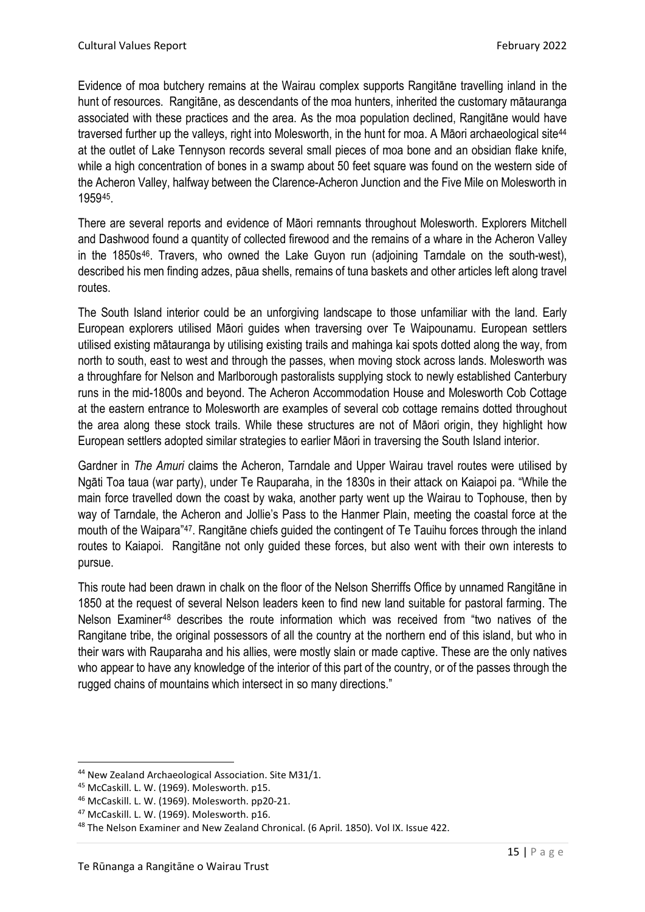Evidence of moa butchery remains at the Wairau complex supports Rangitāne travelling inland in the hunt of resources. Rangitāne, as descendants of the moa hunters, inherited the customary mātauranga associated with these practices and the area. As the moa population declined, Rangitāne would have traversed further up the valleys, right into Molesworth, in the hunt for moa. A Māori archaeological site[44] at the outlet of Lake Tennyson records several small pieces of moa bone and an obsidian flake knife, while a high concentration of bones in a swamp about 50 feet square was found on the western side of the Acheron Valley, halfway between the Clarence-Acheron Junction and the Five Mile on Molesworth in 1959[45].

There are several reports and evidence of Māori remnants throughout Molesworth. Explorers Mitchell and Dashwood found a quantity of collected firewood and the remains of a whare in the Acheron Valley in the 1850s[46]. Travers, who owned the Lake Guyon run (adjoining Tarndale on the south-west), described his men finding adzes, pāua shells, remains of tuna baskets and other articles left along travel routes.

The South Island interior could be an unforgiving landscape to those unfamiliar with the land. Early European explorers utilised Māori guides when traversing over Te Waipounamu. European settlers utilised existing mātauranga by utilising existing trails and mahinga kai spots dotted along the way, from north to south, east to west and through the passes, when moving stock across lands. Molesworth was a throughfare for Nelson and Marlborough pastoralists supplying stock to newly established Canterbury runs in the mid-1800s and beyond. The Acheron Accommodation House and Molesworth Cob Cottage at the eastern entrance to Molesworth are examples of several cob cottage remains dotted throughout the area along these stock trails. While these structures are not of Māori origin, they highlight how European settlers adopted similar strategies to earlier Māori in traversing the South Island interior.

Gardner in *The Amuri* claims the Acheron, Tarndale and Upper Wairau travel routes were utilised by Ngāti Toa taua (war party), under Te Rauparaha, in the 1830s in their attack on Kaiapoi pa. "While the main force travelled down the coast by waka, another party went up the Wairau to Tophouse, then by way of Tarndale, the Acheron and Jollie's Pass to the Hanmer Plain, meeting the coastal force at the mouth of the Waipara"[47]. Rangitāne chiefs guided the contingent of Te Tauihu forces through the inland routes to Kaiapoi. Rangitāne not only guided these forces, but also went with their own interests to pursue.

This route had been drawn in chalk on the floor of the Nelson Sherriffs Office by unnamed Rangitāne in 1850 at the request of several Nelson leaders keen to find new land suitable for pastoral farming. The Nelson Examiner[48] describes the route information which was received from "two natives of the Rangitane tribe, the original possessors of all the country at the northern end of this island, but who in their wars with Rauparaha and his allies, were mostly slain or made captive. These are the only natives who appear to have any knowledge of the interior of this part of the country, or of the passes through the rugged chains of mountains which intersect in so many directions."

---

[44] New Zealand Archaeological Association. Site M31/1.

[45] McCaskill. L. W. (1969). Molesworth. p15.

[46] McCaskill. L. W. (1969). Molesworth. pp20-21.

[47] McCaskill. L. W. (1969). Molesworth. p16.

[48] The Nelson Examiner and New Zealand Chronical. (6 April. 1850). Vol IX. Issue 422.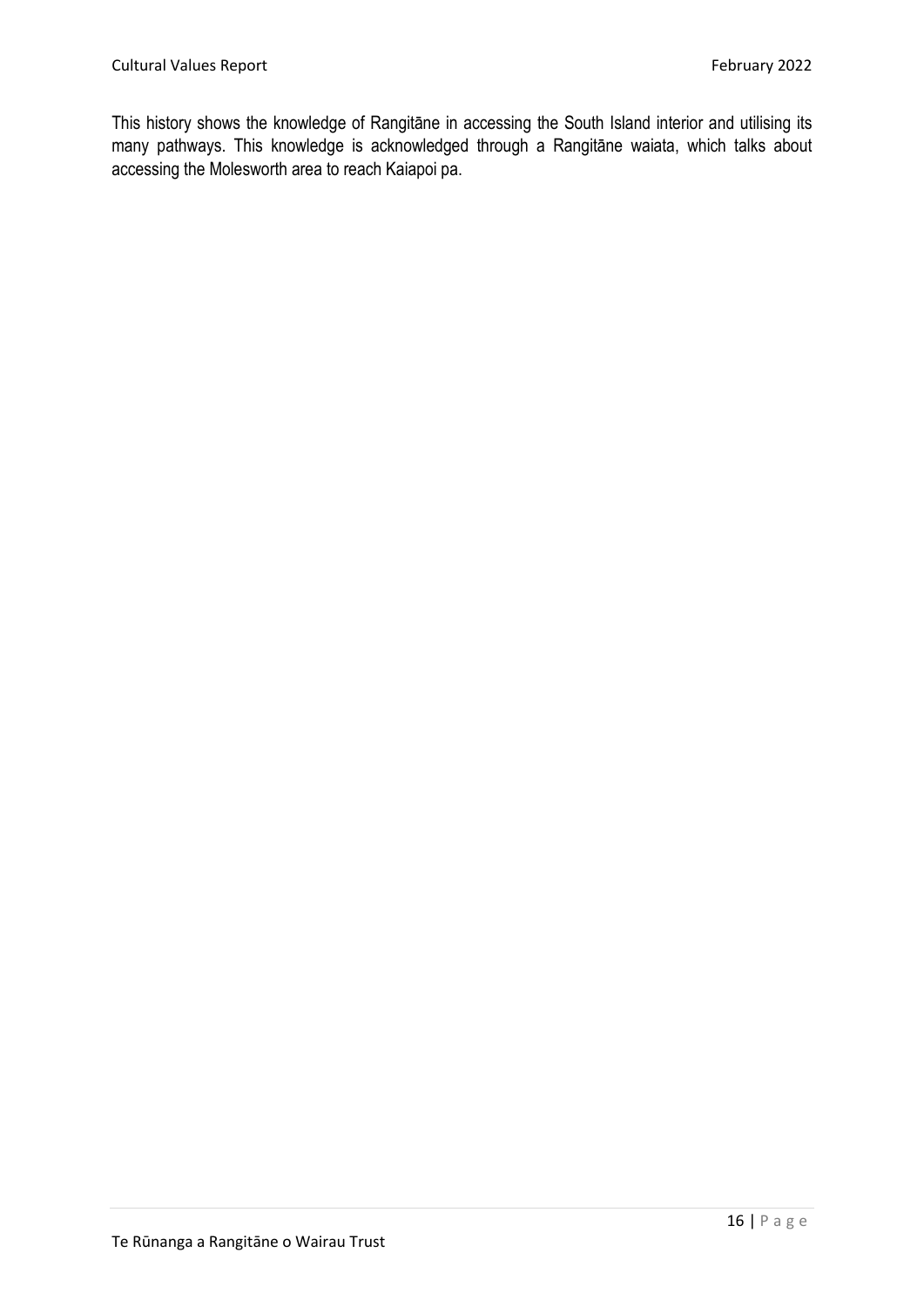This history shows the knowledge of Rangitāne in accessing the South Island interior and utilising its many pathways. This knowledge is acknowledged through a Rangitāne waiata, which talks about accessing the Molesworth area to reach Kaiapoi pa.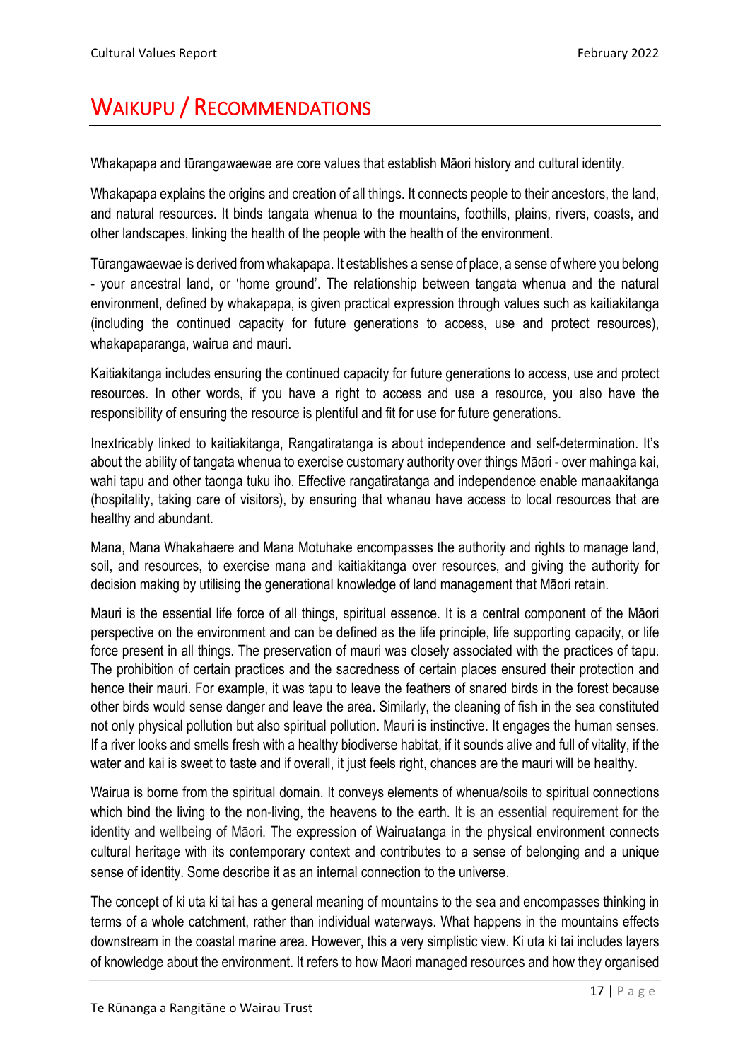# Waikupu / Recommendations

Whakapapa and tūrangawaewae are core values that establish Māori history and cultural identity.

Whakapapa explains the origins and creation of all things. It connects people to their ancestors, the land, and natural resources. It binds tangata whenua to the mountains, foothills, plains, rivers, coasts, and other landscapes, linking the health of the people with the health of the environment.

Tūrangawaewae is derived from whakapapa. It establishes a sense of place, a sense of where you belong - your ancestral land, or 'home ground'. The relationship between tangata whenua and the natural environment, defined by whakapapa, is given practical expression through values such as kaitiakitanga (including the continued capacity for future generations to access, use and protect resources), whakapaparanga, wairua and mauri.

Kaitiakitanga includes ensuring the continued capacity for future generations to access, use and protect resources. In other words, if you have a right to access and use a resource, you also have the responsibility of ensuring the resource is plentiful and fit for use for future generations.

Inextricably linked to kaitiakitanga, Rangatiratanga is about independence and self-determination. It's about the ability of tangata whenua to exercise customary authority over things Māori - over mahinga kai, wahi tapu and other taonga tuku iho. Effective rangatiratanga and independence enable manaakitanga (hospitality, taking care of visitors), by ensuring that whanau have access to local resources that are healthy and abundant.

Mana, Mana Whakahaere and Mana Motuhake encompasses the authority and rights to manage land, soil, and resources, to exercise mana and kaitiakitanga over resources, and giving the authority for decision making by utilising the generational knowledge of land management that Māori retain.

Mauri is the essential life force of all things, spiritual essence. It is a central component of the Māori perspective on the environment and can be defined as the life principle, life supporting capacity, or life force present in all things. The preservation of mauri was closely associated with the practices of tapu. The prohibition of certain practices and the sacredness of certain places ensured their protection and hence their mauri. For example, it was tapu to leave the feathers of snared birds in the forest because other birds would sense danger and leave the area. Similarly, the cleaning of fish in the sea constituted not only physical pollution but also spiritual pollution. Mauri is instinctive. It engages the human senses. If a river looks and smells fresh with a healthy biodiverse habitat, if it sounds alive and full of vitality, if the water and kai is sweet to taste and if overall, it just feels right, chances are the mauri will be healthy.

Wairua is borne from the spiritual domain. It conveys elements of whenua/soils to spiritual connections which bind the living to the non-living, the heavens to the earth. It is an essential requirement for the identity and wellbeing of Māori. The expression of Wairuatanga in the physical environment connects cultural heritage with its contemporary context and contributes to a sense of belonging and a unique sense of identity. Some describe it as an internal connection to the universe.

The concept of ki uta ki tai has a general meaning of mountains to the sea and encompasses thinking in terms of a whole catchment, rather than individual waterways. What happens in the mountains effects downstream in the coastal marine area. However, this a very simplistic view. Ki uta ki tai includes layers of knowledge about the environment. It refers to how Maori managed resources and how they organised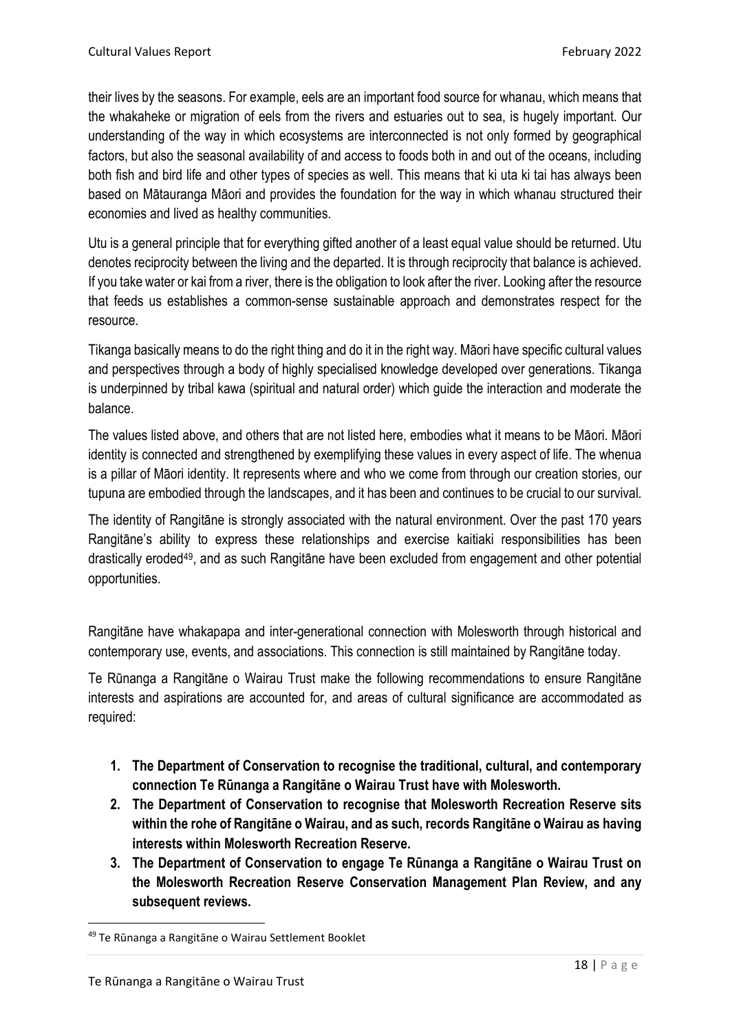their lives by the seasons. For example, eels are an important food source for whanau, which means that the whakaheke or migration of eels from the rivers and estuaries out to sea, is hugely important. Our understanding of the way in which ecosystems are interconnected is not only formed by geographical factors, but also the seasonal availability of and access to foods both in and out of the oceans, including both fish and bird life and other types of species as well. This means that ki uta ki tai has always been based on Mātauranga Māori and provides the foundation for the way in which whanau structured their economies and lived as healthy communities.

Utu is a general principle that for everything gifted another of a least equal value should be returned. Utu denotes reciprocity between the living and the departed. It is through reciprocity that balance is achieved. If you take water or kai from a river, there is the obligation to look after the river. Looking after the resource that feeds us establishes a common-sense sustainable approach and demonstrates respect for the resource.

Tikanga basically means to do the right thing and do it in the right way. Māori have specific cultural values and perspectives through a body of highly specialised knowledge developed over generations. Tikanga is underpinned by tribal kawa (spiritual and natural order) which guide the interaction and moderate the balance.

The values listed above, and others that are not listed here, embodies what it means to be Māori. Māori identity is connected and strengthened by exemplifying these values in every aspect of life. The whenua is a pillar of Māori identity. It represents where and who we come from through our creation stories, our tupuna are embodied through the landscapes, and it has been and continues to be crucial to our survival.

The identity of Rangitāne is strongly associated with the natural environment. Over the past 170 years Rangitāne's ability to express these relationships and exercise kaitiaki responsibilities has been drastically eroded[49], and as such Rangitāne have been excluded from engagement and other potential opportunities.

Rangitāne have whakapapa and inter-generational connection with Molesworth through historical and contemporary use, events, and associations. This connection is still maintained by Rangitāne today.

Te Rūnanga a Rangitāne o Wairau Trust make the following recommendations to ensure Rangitāne interests and aspirations are accounted for, and areas of cultural significance are accommodated as required:

1. **The Department of Conservation to recognise the traditional, cultural, and contemporary connection Te Rūnanga a Rangitāne o Wairau Trust have with Molesworth.**
2. **The Department of Conservation to recognise that Molesworth Recreation Reserve sits within the rohe of Rangitāne o Wairau, and as such, records Rangitāne o Wairau as having interests within Molesworth Recreation Reserve.**
3. **The Department of Conservation to engage Te Rūnanga a Rangitāne o Wairau Trust on the Molesworth Recreation Reserve Conservation Management Plan Review, and any subsequent reviews.**

[49] Te Rūnanga a Rangitāne o Wairau Settlement Booklet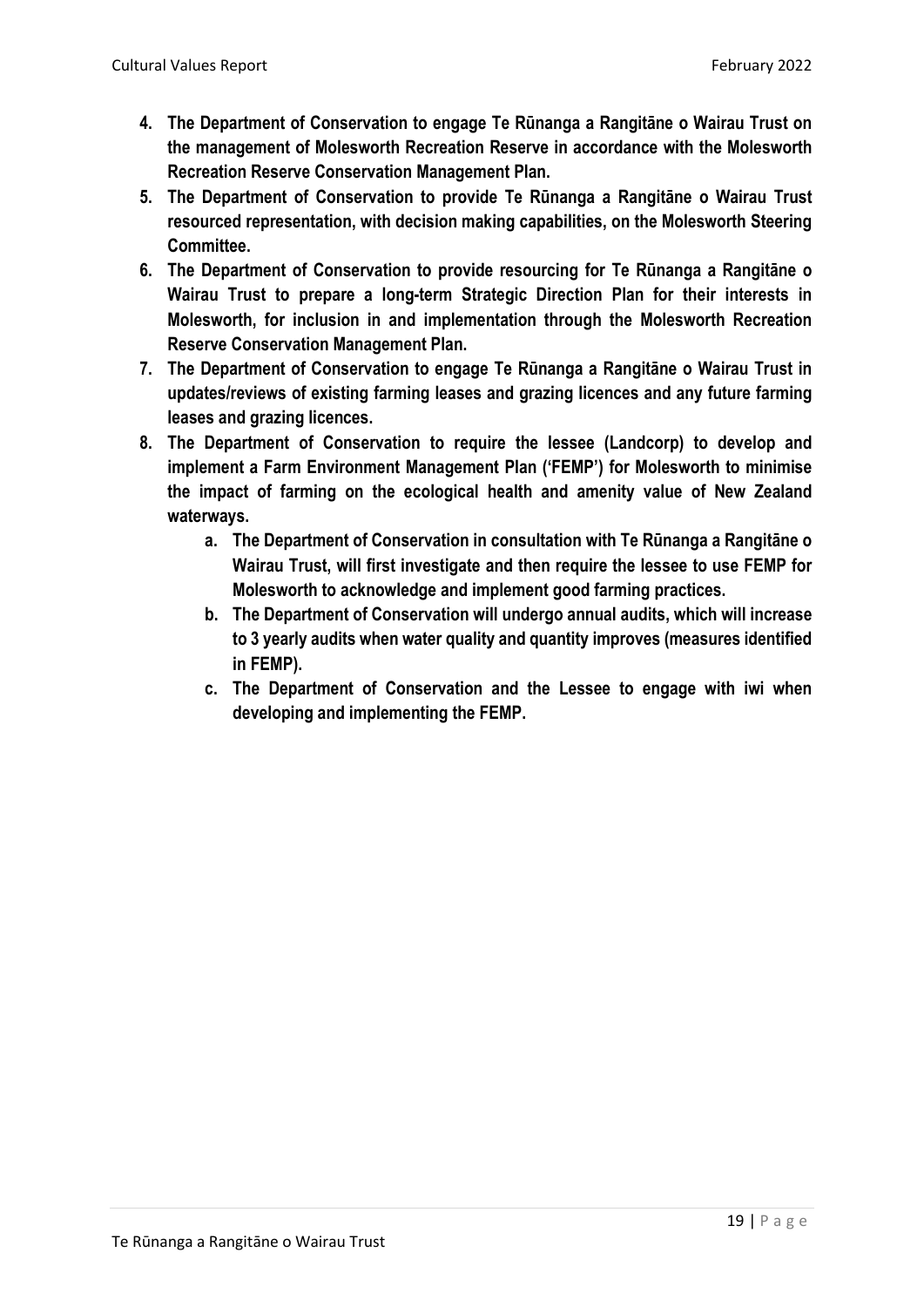4. **The Department of Conservation to engage Te Rūnanga a Rangitāne o Wairau Trust on the management of Molesworth Recreation Reserve in accordance with the Molesworth Recreation Reserve Conservation Management Plan.**
5. **The Department of Conservation to provide Te Rūnanga a Rangitāne o Wairau Trust resourced representation, with decision making capabilities, on the Molesworth Steering Committee.**
6. **The Department of Conservation to provide resourcing for Te Rūnanga a Rangitāne o Wairau Trust to prepare a long-term Strategic Direction Plan for their interests in Molesworth, for inclusion in and implementation through the Molesworth Recreation Reserve Conservation Management Plan.**
7. **The Department of Conservation to engage Te Rūnanga a Rangitāne o Wairau Trust in updates/reviews of existing farming leases and grazing licences and any future farming leases and grazing licences.**
8. **The Department of Conservation to require the lessee (Landcorp) to develop and implement a Farm Environment Management Plan ('FEMP') for Molesworth to minimise the impact of farming on the ecological health and amenity value of New Zealand waterways.**
    a. **The Department of Conservation in consultation with Te Rūnanga a Rangitāne o Wairau Trust, will first investigate and then require the lessee to use FEMP for Molesworth to acknowledge and implement good farming practices.**
    b. **The Department of Conservation will undergo annual audits, which will increase to 3 yearly audits when water quality and quantity improves (measures identified in FEMP).**
    c. **The Department of Conservation and the Lessee to engage with iwi when developing and implementing the FEMP.**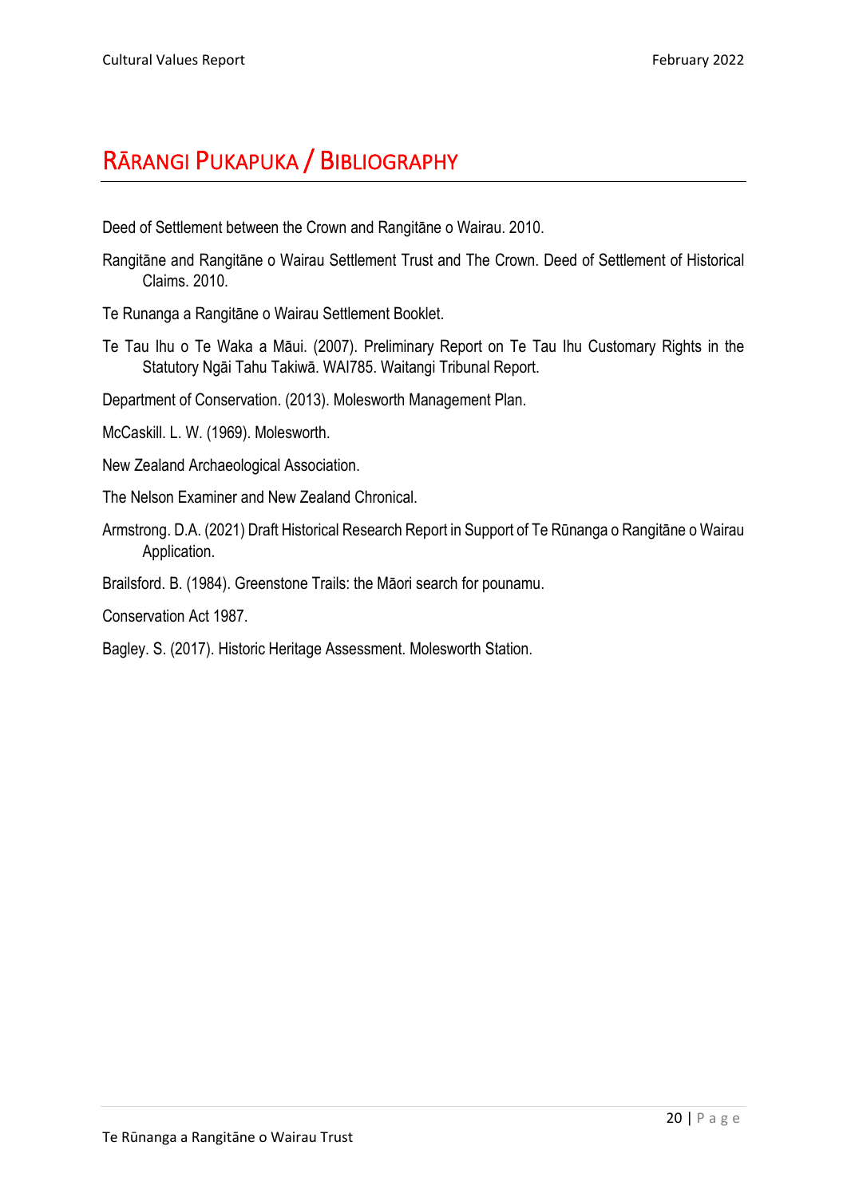# RĀRANGI PUKAPUKA / BIBLIOGRAPHY

Deed of Settlement between the Crown and Rangitāne o Wairau. 2010.

Rangitāne and Rangitāne o Wairau Settlement Trust and The Crown. Deed of Settlement of Historical Claims. 2010.

Te Runanga a Rangitāne o Wairau Settlement Booklet.

Te Tau Ihu o Te Waka a Māui. (2007). Preliminary Report on Te Tau Ihu Customary Rights in the Statutory Ngāi Tahu Takiwā. WAI785. Waitangi Tribunal Report.

Department of Conservation. (2013). Molesworth Management Plan.

McCaskill. L. W. (1969). Molesworth.

New Zealand Archaeological Association.

The Nelson Examiner and New Zealand Chronical.

Armstrong. D.A. (2021) Draft Historical Research Report in Support of Te Rūnanga o Rangitāne o Wairau Application.

Brailsford. B. (1984). Greenstone Trails: the Māori search for pounamu.

Conservation Act 1987.

Bagley. S. (2017). Historic Heritage Assessment. Molesworth Station.